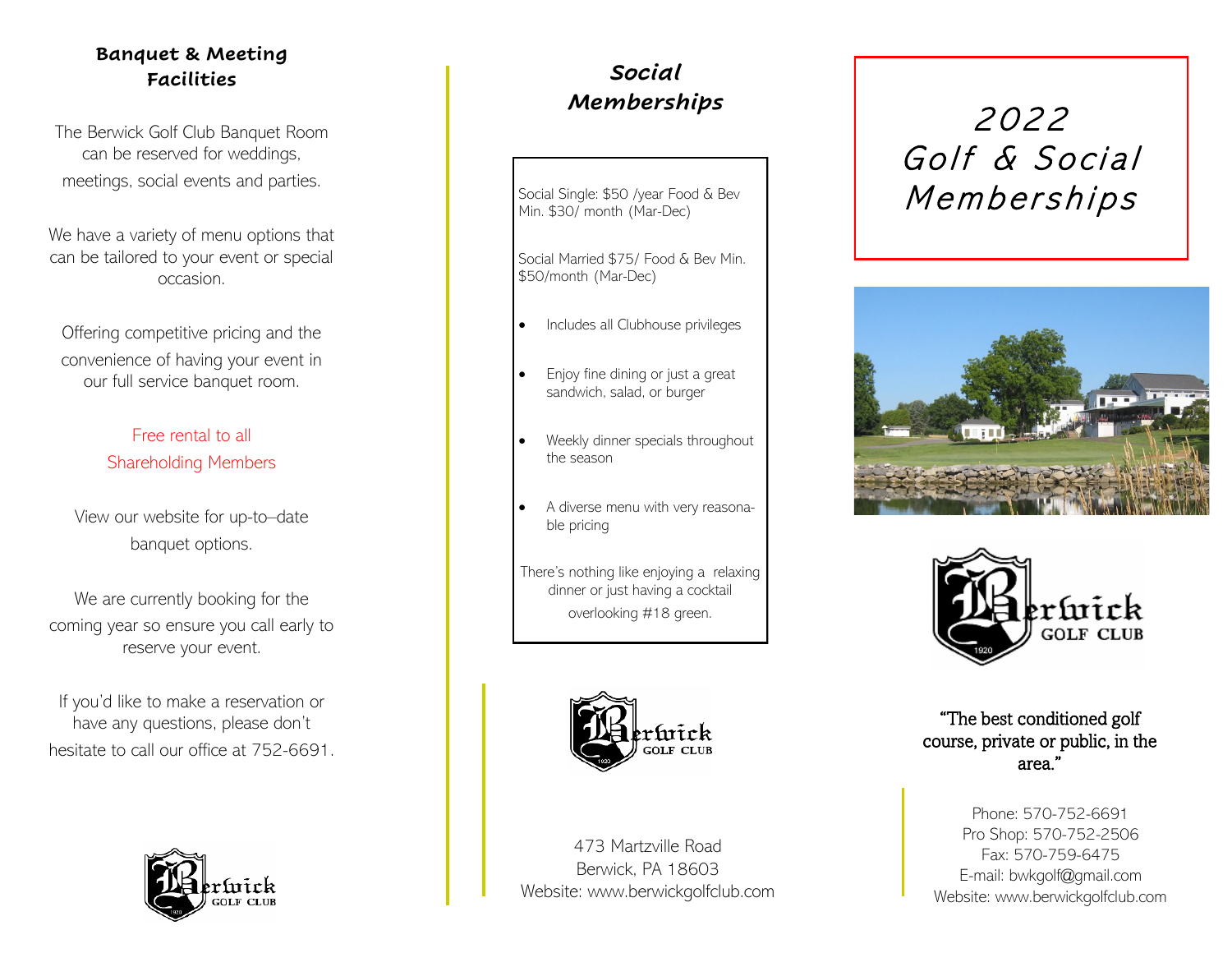## Banquet & Meeting Facilities

The Berwick Golf Club Banquet Room can be reserved for weddings, meetings, social events and parties.

We have a variety of menu options that can be tailored to your event or special occasion.

Offering competitive pricing and the convenience of having your event in our full service banquet room.

Free rental to all Shareholding Members

View our website for up-to–date banquet options.

We are currently booking for the coming year so ensure you call early to reserve your event.

If you'd like to make a reservation or have any questions, please don't hesitate to call our office at 752-6691.

## *Social Memberships*

Social Single: $50 /year Food & Bev Min. $30/ month (Mar-Dec)

Social Married $75/ Food & Bev Min. $50/month (Mar-Dec)

- Includes all Clubhouse privileges
- Enjoy fine dining or just a great sandwich, salad, or burger
- Weekly dinner specials throughout the season
- A diverse menu with very reasonable pricing

There's nothing like enjoying a relaxing dinner or just having a cocktail overlooking #18 green.

473 Martzville Road
Berwick, PA 18603
Website: www.berwickgolfclub.com

# *2022 Golf & Social Memberships*

Berwick GOLF CLUB 1920

"The best conditioned golf course, private or public, in the area."

Phone: 570-752-6691
Pro Shop: 570-752-2506
Fax: 570-759-6475
E-mail: bwkgolf@gmail.com
Website: www.berwickgolfclub.com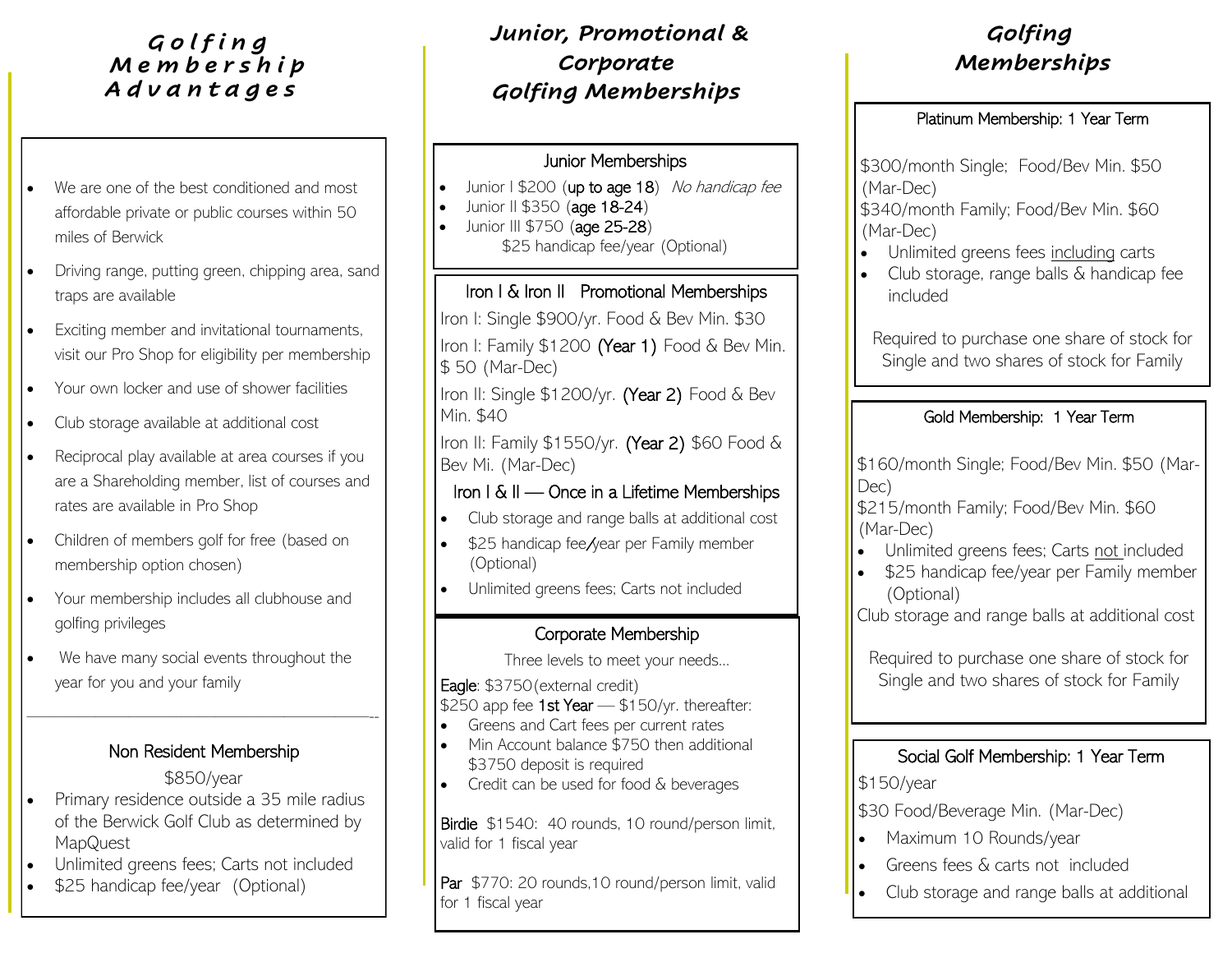# Golfing Membership Advantages

- We are one of the best conditioned and most affordable private or public courses within 50 miles of Berwick
- Driving range, putting green, chipping area, sand traps are available
- Exciting member and invitational tournaments, visit our Pro Shop for eligibility per membership
- Your own locker and use of shower facilities
- Club storage available at additional cost
- Reciprocal play available at area courses if you are a Shareholding member, list of courses and rates are available in Pro Shop
- Children of members golf for free (based on membership option chosen)
- Your membership includes all clubhouse and golfing privileges
- We have many social events throughout the year for you and your family

## Non Resident Membership

$850/year

- Primary residence outside a 35 mile radius of the Berwick Golf Club as determined by MapQuest
- Unlimited greens fees; Carts not included
- $25 handicap fee/year (Optional)

# Junior, Promotional & Corporate Golfing Memberships

## Junior Memberships

- Junior I $200 (**up to age 18**) *No handicap fee*
- Junior II $350 (**age 18-24**)
- Junior III $750 (**age 25-28**)

  $25 handicap fee/year (Optional)

## Iron I & Iron II Promotional Memberships

Iron I: Single $900/yr. Food & Bev Min. $30

Iron I: Family $1200 **(Year 1)** Food & Bev Min. $ 50 (Mar-Dec)

Iron II: Single $1200/yr. **(Year 2)** Food & Bev Min. $40

Iron II: Family $1550/yr. **(Year 2)** $60 Food & Bev Mi. (Mar-Dec)

### Iron I & II — Once in a Lifetime Memberships

- Club storage and range balls at additional cost
- $25 handicap fee/year per Family member (Optional)
- Unlimited greens fees; Carts not included

## Corporate Membership

Three levels to meet your needs…

**Eagle**: $3750(external credit)
$250 app fee **1st Year** — $150/yr. thereafter:

- Greens and Cart fees per current rates
- Min Account balance $750 then additional $3750 deposit is required
- Credit can be used for food & beverages

**Birdie** $1540: 40 rounds, 10 round/person limit, valid for 1 fiscal year

**Par** $770: 20 rounds,10 round/person limit, valid for 1 fiscal year

# Golfing Memberships

## Platinum Membership: 1 Year Term

$300/month Single; Food/Bev Min. $50 (Mar-Dec)
$340/month Family; Food/Bev Min. $60 (Mar-Dec)

- Unlimited greens fees including carts
- Club storage, range balls & handicap fee included

Required to purchase one share of stock for Single and two shares of stock for Family

## Gold Membership: 1 Year Term

$160/month Single; Food/Bev Min. $50 (Mar-Dec)
$215/month Family; Food/Bev Min. $60 (Mar-Dec)

- Unlimited greens fees; Carts not included
- $25 handicap fee/year per Family member (Optional)

Club storage and range balls at additional cost

Required to purchase one share of stock for Single and two shares of stock for Family

## Social Golf Membership: 1 Year Term

$150/year

$30 Food/Beverage Min. (Mar-Dec)

- Maximum 10 Rounds/year
- Greens fees & carts not included
- Club storage and range balls at additional